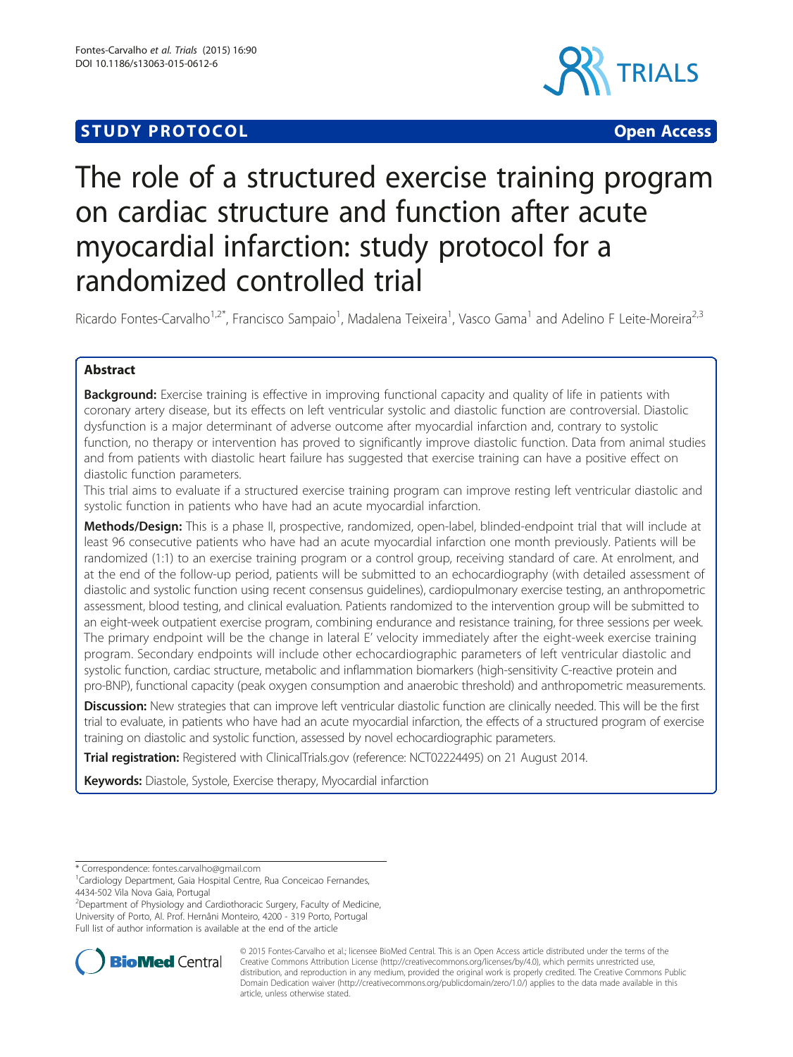**STUDY PROTOCOL** **Open Access**

# The role of a structured exercise training program on cardiac structure and function after acute myocardial infarction: study protocol for a randomized controlled trial

Ricardo Fontes-Carvalho[1,2*], Francisco Sampaio[1], Madalena Teixeira[1], Vasco Gama[1] and Adelino F Leite-Moreira[2,3]

## Abstract

**Background:** Exercise training is effective in improving functional capacity and quality of life in patients with coronary artery disease, but its effects on left ventricular systolic and diastolic function are controversial. Diastolic dysfunction is a major determinant of adverse outcome after myocardial infarction and, contrary to systolic function, no therapy or intervention has proved to significantly improve diastolic function. Data from animal studies and from patients with diastolic heart failure has suggested that exercise training can have a positive effect on diastolic function parameters.

This trial aims to evaluate if a structured exercise training program can improve resting left ventricular diastolic and systolic function in patients who have had an acute myocardial infarction.

**Methods/Design:** This is a phase II, prospective, randomized, open-label, blinded-endpoint trial that will include at least 96 consecutive patients who have had an acute myocardial infarction one month previously. Patients will be randomized (1:1) to an exercise training program or a control group, receiving standard of care. At enrolment, and at the end of the follow-up period, patients will be submitted to an echocardiography (with detailed assessment of diastolic and systolic function using recent consensus guidelines), cardiopulmonary exercise testing, an anthropometric assessment, blood testing, and clinical evaluation. Patients randomized to the intervention group will be submitted to an eight-week outpatient exercise program, combining endurance and resistance training, for three sessions per week. The primary endpoint will be the change in lateral E′ velocity immediately after the eight-week exercise training program. Secondary endpoints will include other echocardiographic parameters of left ventricular diastolic and systolic function, cardiac structure, metabolic and inflammation biomarkers (high-sensitivity C-reactive protein and pro-BNP), functional capacity (peak oxygen consumption and anaerobic threshold) and anthropometric measurements.

**Discussion:** New strategies that can improve left ventricular diastolic function are clinically needed. This will be the first trial to evaluate, in patients who have had an acute myocardial infarction, the effects of a structured program of exercise training on diastolic and systolic function, assessed by novel echocardiographic parameters.

**Trial registration:** Registered with ClinicalTrials.gov (reference: NCT02224495) on 21 August 2014.

**Keywords:** Diastole, Systole, Exercise therapy, Myocardial infarction

---

\* Correspondence: fontes.carvalho@gmail.com
[1]Cardiology Department, Gaia Hospital Centre, Rua Conceicao Fernandes, 4434-502 Vila Nova Gaia, Portugal
[2]Department of Physiology and Cardiothoracic Surgery, Faculty of Medicine, University of Porto, Al. Prof. Hernâni Monteiro, 4200 - 319 Porto, Portugal
Full list of author information is available at the end of the article

© 2015 Fontes-Carvalho et al.; licensee BioMed Central. This is an Open Access article distributed under the terms of the Creative Commons Attribution License (http://creativecommons.org/licenses/by/4.0), which permits unrestricted use, distribution, and reproduction in any medium, provided the original work is properly credited. The Creative Commons Public Domain Dedication waiver (http://creativecommons.org/publicdomain/zero/1.0/) applies to the data made available in this article, unless otherwise stated.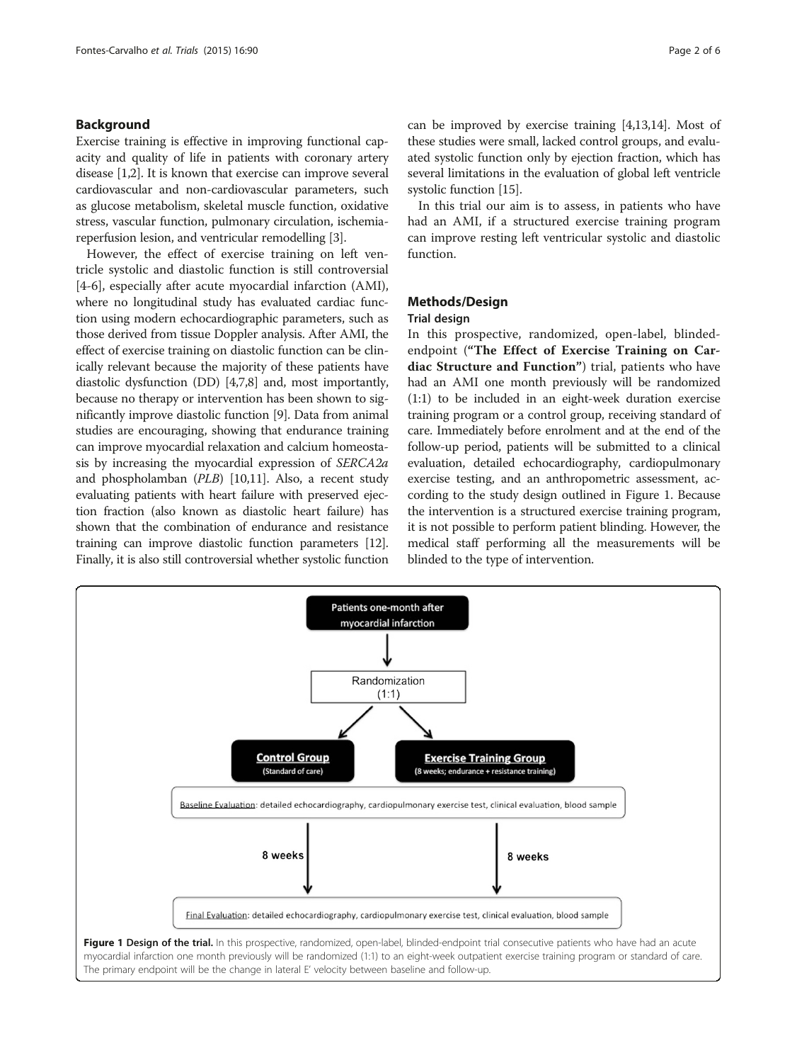## Background

Exercise training is effective in improving functional capacity and quality of life in patients with coronary artery disease [1,2]. It is known that exercise can improve several cardiovascular and non-cardiovascular parameters, such as glucose metabolism, skeletal muscle function, oxidative stress, vascular function, pulmonary circulation, ischemia-reperfusion lesion, and ventricular remodelling [3].

However, the effect of exercise training on left ventricle systolic and diastolic function is still controversial [4-6], especially after acute myocardial infarction (AMI), where no longitudinal study has evaluated cardiac function using modern echocardiographic parameters, such as those derived from tissue Doppler analysis. After AMI, the effect of exercise training on diastolic function can be clinically relevant because the majority of these patients have diastolic dysfunction (DD) [4,7,8] and, most importantly, because no therapy or intervention has been shown to significantly improve diastolic function [9]. Data from animal studies are encouraging, showing that endurance training can improve myocardial relaxation and calcium homeostasis by increasing the myocardial expression of *SERCA2a* and phospholamban (*PLB*) [10,11]. Also, a recent study evaluating patients with heart failure with preserved ejection fraction (also known as diastolic heart failure) has shown that the combination of endurance and resistance training can improve diastolic function parameters [12]. Finally, it is also still controversial whether systolic function can be improved by exercise training [4,13,14]. Most of these studies were small, lacked control groups, and evaluated systolic function only by ejection fraction, which has several limitations in the evaluation of global left ventricle systolic function [15].

In this trial our aim is to assess, in patients who have had an AMI, if a structured exercise training program can improve resting left ventricular systolic and diastolic function.

## Methods/Design

### Trial design

In this prospective, randomized, open-label, blinded-endpoint (**"The Effect of Exercise Training on Cardiac Structure and Function"**) trial, patients who have had an AMI one month previously will be randomized (1:1) to be included in an eight-week duration exercise training program or a control group, receiving standard of care. Immediately before enrolment and at the end of the follow-up period, patients will be submitted to a clinical evaluation, detailed echocardiography, cardiopulmonary exercise testing, and an anthropometric assessment, according to the study design outlined in Figure 1. Because the intervention is a structured exercise training program, it is not possible to perform patient blinding. However, the medical staff performing all the measurements will be blinded to the type of intervention.

Patients one-month after myocardial infarction

Randomization (1:1)

**Control Group** (Standard of care)

**Exercise Training Group** (8 weeks; endurance + resistance training)

Baseline Evaluation: detailed echocardiography, cardiopulmonary exercise test, clinical evaluation, blood sample

8 weeks | 8 weeks

Final Evaluation: detailed echocardiography, cardiopulmonary exercise test, clinical evaluation, blood sample

**Figure 1 Design of the trial.** In this prospective, randomized, open-label, blinded-endpoint trial consecutive patients who have had an acute myocardial infarction one month previously will be randomized (1:1) to an eight-week outpatient exercise training program or standard of care. The primary endpoint will be the change in lateral E' velocity between baseline and follow-up.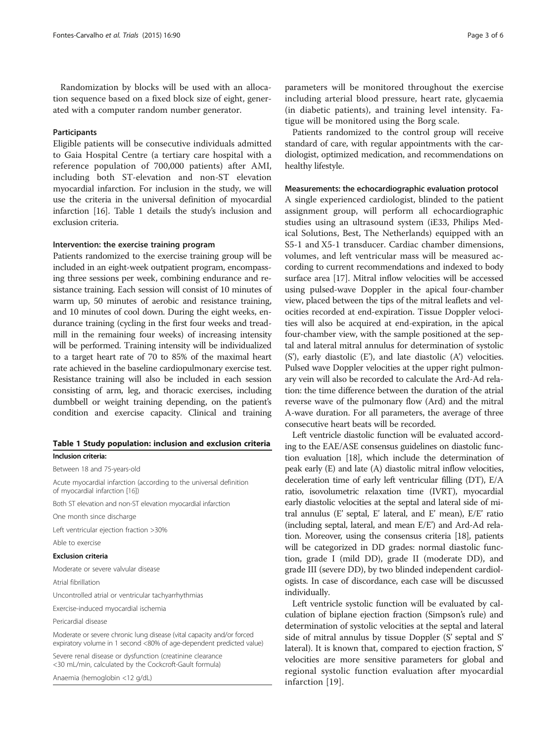Randomization by blocks will be used with an allocation sequence based on a fixed block size of eight, generated with a computer random number generator.

### Participants

Eligible patients will be consecutive individuals admitted to Gaia Hospital Centre (a tertiary care hospital with a reference population of 700,000 patients) after AMI, including both ST-elevation and non-ST elevation myocardial infarction. For inclusion in the study, we will use the criteria in the universal definition of myocardial infarction [16]. Table 1 details the study's inclusion and exclusion criteria.

### Intervention: the exercise training program

Patients randomized to the exercise training group will be included in an eight-week outpatient program, encompassing three sessions per week, combining endurance and resistance training. Each session will consist of 10 minutes of warm up, 50 minutes of aerobic and resistance training, and 10 minutes of cool down. During the eight weeks, endurance training (cycling in the first four weeks and treadmill in the remaining four weeks) of increasing intensity will be performed. Training intensity will be individualized to a target heart rate of 70 to 85% of the maximal heart rate achieved in the baseline cardiopulmonary exercise test. Resistance training will also be included in each session consisting of arm, leg, and thoracic exercises, including dumbbell or weight training depending, on the patient's condition and exercise capacity. Clinical and training parameters will be monitored throughout the exercise including arterial blood pressure, heart rate, glycaemia (in diabetic patients), and training level intensity. Fatigue will be monitored using the Borg scale.

**Table 1 Study population: inclusion and exclusion criteria**

| Inclusion criteria: |
|---|
| Between 18 and 75-years-old |
| Acute myocardial infarction (according to the universal definition of myocardial infarction [16]) |
| Both ST elevation and non-ST elevation myocardial infarction |
| One month since discharge |
| Left ventricular ejection fraction >30% |
| Able to exercise |
| **Exclusion criteria** |
| Moderate or severe valvular disease |
| Atrial fibrillation |
| Uncontrolled atrial or ventricular tachyarrhythmias |
| Exercise-induced myocardial ischemia |
| Pericardial disease |
| Moderate or severe chronic lung disease (vital capacity and/or forced expiratory volume in 1 second <80% of age-dependent predicted value) |
| Severe renal disease or dysfunction (creatinine clearance <30 mL/min, calculated by the Cockcroft-Gault formula) |
| Anaemia (hemoglobin <12 g/dL) |

Patients randomized to the control group will receive standard of care, with regular appointments with the cardiologist, optimized medication, and recommendations on healthy lifestyle.

### Measurements: the echocardiographic evaluation protocol

A single experienced cardiologist, blinded to the patient assignment group, will perform all echocardiographic studies using an ultrasound system (iE33, Philips Medical Solutions, Best, The Netherlands) equipped with an S5-1 and X5-1 transducer. Cardiac chamber dimensions, volumes, and left ventricular mass will be measured according to current recommendations and indexed to body surface area [17]. Mitral inflow velocities will be accessed using pulsed-wave Doppler in the apical four-chamber view, placed between the tips of the mitral leaflets and velocities recorded at end-expiration. Tissue Doppler velocities will also be acquired at end-expiration, in the apical four-chamber view, with the sample positioned at the septal and lateral mitral annulus for determination of systolic (S'), early diastolic (E'), and late diastolic (A') velocities. Pulsed wave Doppler velocities at the upper right pulmonary vein will also be recorded to calculate the Ard-Ad relation: the time difference between the duration of the atrial reverse wave of the pulmonary flow (Ard) and the mitral A-wave duration. For all parameters, the average of three consecutive heart beats will be recorded.

Left ventricle diastolic function will be evaluated according to the EAE/ASE consensus guidelines on diastolic function evaluation [18], which include the determination of peak early (E) and late (A) diastolic mitral inflow velocities, deceleration time of early left ventricular filling (DT), E/A ratio, isovolumetric relaxation time (IVRT), myocardial early diastolic velocities at the septal and lateral side of mitral annulus (E' septal, E' lateral, and E' mean), E/E' ratio (including septal, lateral, and mean E/E') and Ard-Ad relation. Moreover, using the consensus criteria [18], patients will be categorized in DD grades: normal diastolic function, grade I (mild DD), grade II (moderate DD), and grade III (severe DD), by two blinded independent cardiologists. In case of discordance, each case will be discussed individually.

Left ventricle systolic function will be evaluated by calculation of biplane ejection fraction (Simpson's rule) and determination of systolic velocities at the septal and lateral side of mitral annulus by tissue Doppler (S' septal and S' lateral). It is known that, compared to ejection fraction, S' velocities are more sensitive parameters for global and regional systolic function evaluation after myocardial infarction [19].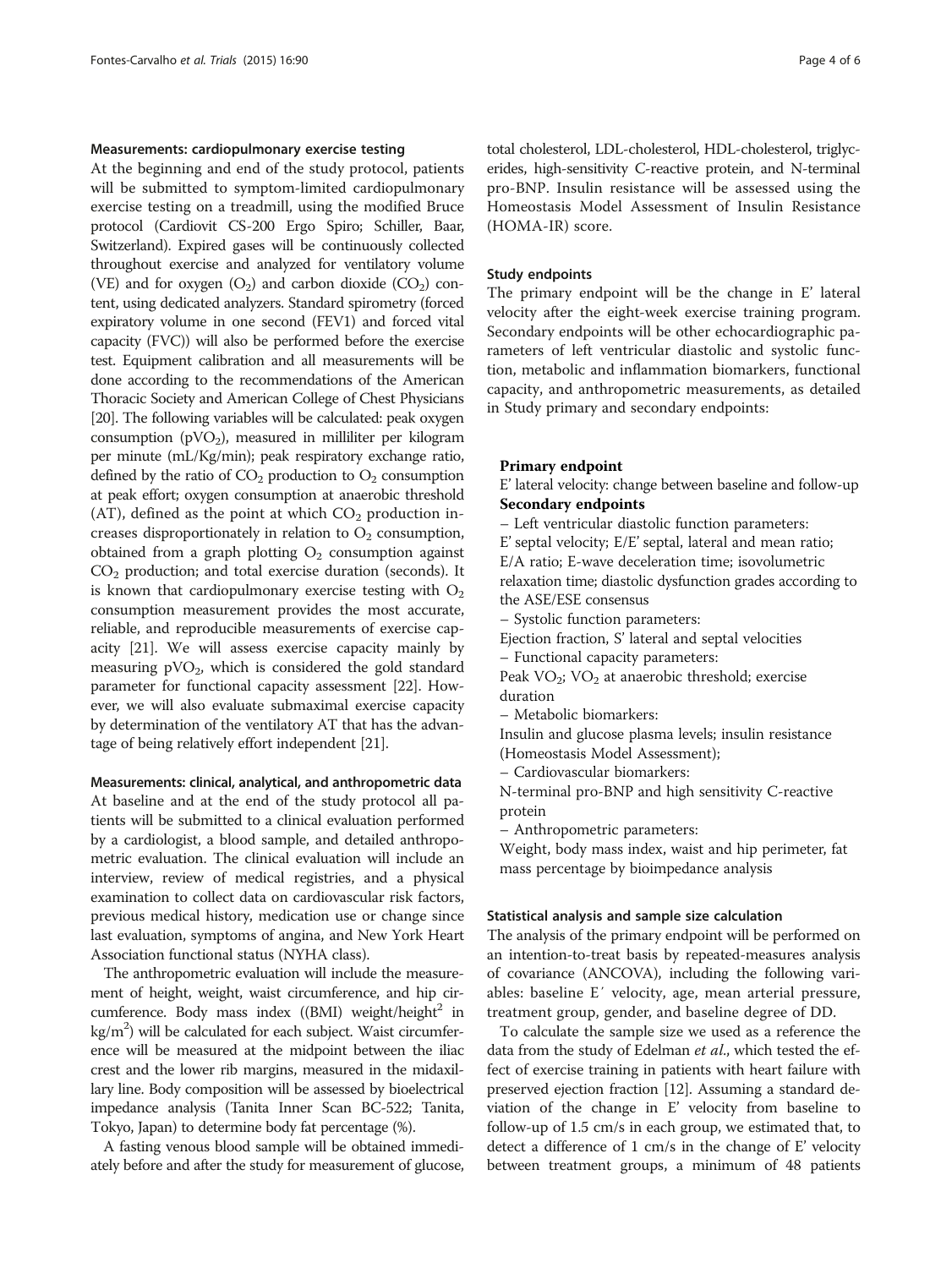### Measurements: cardiopulmonary exercise testing

At the beginning and end of the study protocol, patients will be submitted to symptom-limited cardiopulmonary exercise testing on a treadmill, using the modified Bruce protocol (Cardiovit CS-200 Ergo Spiro; Schiller, Baar, Switzerland). Expired gases will be continuously collected throughout exercise and analyzed for ventilatory volume (VE) and for oxygen ($O_2$) and carbon dioxide ($CO_2$) content, using dedicated analyzers. Standard spirometry (forced expiratory volume in one second (FEV1) and forced vital capacity (FVC)) will also be performed before the exercise test. Equipment calibration and all measurements will be done according to the recommendations of the American Thoracic Society and American College of Chest Physicians [20]. The following variables will be calculated: peak oxygen consumption ($pVO_2$), measured in milliliter per kilogram per minute (mL/Kg/min); peak respiratory exchange ratio, defined by the ratio of $CO_2$ production to $O_2$ consumption at peak effort; oxygen consumption at anaerobic threshold (AT), defined as the point at which $CO_2$ production increases disproportionately in relation to $O_2$ consumption, obtained from a graph plotting $O_2$ consumption against $CO_2$ production; and total exercise duration (seconds). It is known that cardiopulmonary exercise testing with $O_2$ consumption measurement provides the most accurate, reliable, and reproducible measurements of exercise capacity [21]. We will assess exercise capacity mainly by measuring $pVO_2$, which is considered the gold standard parameter for functional capacity assessment [22]. However, we will also evaluate submaximal exercise capacity by determination of the ventilatory AT that has the advantage of being relatively effort independent [21].

### Measurements: clinical, analytical, and anthropometric data

At baseline and at the end of the study protocol all patients will be submitted to a clinical evaluation performed by a cardiologist, a blood sample, and detailed anthropometric evaluation. The clinical evaluation will include an interview, review of medical registries, and a physical examination to collect data on cardiovascular risk factors, previous medical history, medication use or change since last evaluation, symptoms of angina, and New York Heart Association functional status (NYHA class).

The anthropometric evaluation will include the measurement of height, weight, waist circumference, and hip circumference. Body mass index ((BMI) weight/height$^2$ in kg/m$^2$) will be calculated for each subject. Waist circumference will be measured at the midpoint between the iliac crest and the lower rib margins, measured in the midaxillary line. Body composition will be assessed by bioelectrical impedance analysis (Tanita Inner Scan BC-522; Tanita, Tokyo, Japan) to determine body fat percentage (%).

A fasting venous blood sample will be obtained immediately before and after the study for measurement of glucose, total cholesterol, LDL-cholesterol, HDL-cholesterol, triglycerides, high-sensitivity C-reactive protein, and N-terminal pro-BNP. Insulin resistance will be assessed using the Homeostasis Model Assessment of Insulin Resistance (HOMA-IR) score.

### Study endpoints

The primary endpoint will be the change in E' lateral velocity after the eight-week exercise training program. Secondary endpoints will be other echocardiographic parameters of left ventricular diastolic and systolic function, metabolic and inflammation biomarkers, functional capacity, and anthropometric measurements, as detailed in Study primary and secondary endpoints:

**Primary endpoint**

E' lateral velocity: change between baseline and follow-up

**Secondary endpoints**

– Left ventricular diastolic function parameters:
E' septal velocity; E/E' septal, lateral and mean ratio; E/A ratio; E-wave deceleration time; isovolumetric relaxation time; diastolic dysfunction grades according to the ASE/ESE consensus

– Systolic function parameters:
Ejection fraction, S' lateral and septal velocities

– Functional capacity parameters:
Peak $VO_2$; $VO_2$ at anaerobic threshold; exercise duration

– Metabolic biomarkers:
Insulin and glucose plasma levels; insulin resistance (Homeostasis Model Assessment);

– Cardiovascular biomarkers:
N-terminal pro-BNP and high sensitivity C-reactive protein

– Anthropometric parameters:
Weight, body mass index, waist and hip perimeter, fat mass percentage by bioimpedance analysis

### Statistical analysis and sample size calculation

The analysis of the primary endpoint will be performed on an intention-to-treat basis by repeated-measures analysis of covariance (ANCOVA), including the following variables: baseline E′ velocity, age, mean arterial pressure, treatment group, gender, and baseline degree of DD.

To calculate the sample size we used as a reference the data from the study of Edelman *et al.*, which tested the effect of exercise training in patients with heart failure with preserved ejection fraction [12]. Assuming a standard deviation of the change in E' velocity from baseline to follow-up of 1.5 cm/s in each group, we estimated that, to detect a difference of 1 cm/s in the change of E' velocity between treatment groups, a minimum of 48 patients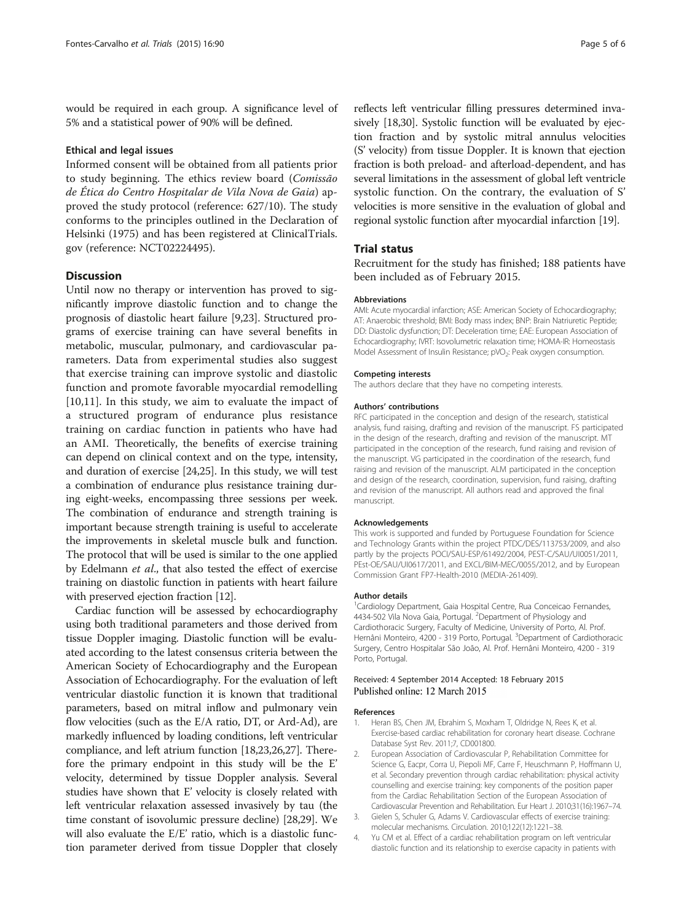would be required in each group. A significance level of 5% and a statistical power of 90% will be defined.

### Ethical and legal issues

Informed consent will be obtained from all patients prior to study beginning. The ethics review board (*Comissão de Ética do Centro Hospitalar de Vila Nova de Gaia*) approved the study protocol (reference: 627/10). The study conforms to the principles outlined in the Declaration of Helsinki (1975) and has been registered at ClinicalTrials.gov (reference: NCT02224495).

## Discussion

Until now no therapy or intervention has proved to significantly improve diastolic function and to change the prognosis of diastolic heart failure [9,23]. Structured programs of exercise training can have several benefits in metabolic, muscular, pulmonary, and cardiovascular parameters. Data from experimental studies also suggest that exercise training can improve systolic and diastolic function and promote favorable myocardial remodelling [10,11]. In this study, we aim to evaluate the impact of a structured program of endurance plus resistance training on cardiac function in patients who have had an AMI. Theoretically, the benefits of exercise training can depend on clinical context and on the type, intensity, and duration of exercise [24,25]. In this study, we will test a combination of endurance plus resistance training during eight-weeks, encompassing three sessions per week. The combination of endurance and strength training is important because strength training is useful to accelerate the improvements in skeletal muscle bulk and function. The protocol that will be used is similar to the one applied by Edelmann *et al*., that also tested the effect of exercise training on diastolic function in patients with heart failure with preserved ejection fraction [12].

Cardiac function will be assessed by echocardiography using both traditional parameters and those derived from tissue Doppler imaging. Diastolic function will be evaluated according to the latest consensus criteria between the American Society of Echocardiography and the European Association of Echocardiography. For the evaluation of left ventricular diastolic function it is known that traditional parameters, based on mitral inflow and pulmonary vein flow velocities (such as the E/A ratio, DT, or Ard-Ad), are markedly influenced by loading conditions, left ventricular compliance, and left atrium function [18,23,26,27]. Therefore the primary endpoint in this study will be the E' velocity, determined by tissue Doppler analysis. Several studies have shown that E' velocity is closely related with left ventricular relaxation assessed invasively by tau (the time constant of isovolumic pressure decline) [28,29]. We will also evaluate the E/E' ratio, which is a diastolic function parameter derived from tissue Doppler that closely reflects left ventricular filling pressures determined invasively [18,30]. Systolic function will be evaluated by ejection fraction and by systolic mitral annulus velocities (S' velocity) from tissue Doppler. It is known that ejection fraction is both preload- and afterload-dependent, and has several limitations in the assessment of global left ventricle systolic function. On the contrary, the evaluation of S' velocities is more sensitive in the evaluation of global and regional systolic function after myocardial infarction [19].

## Trial status

Recruitment for the study has finished; 188 patients have been included as of February 2015.

#### Abbreviations

AMI: Acute myocardial infarction; ASE: American Society of Echocardiography; AT: Anaerobic threshold; BMI: Body mass index; BNP: Brain Natriuretic Peptide; DD: Diastolic dysfunction; DT: Deceleration time; EAE: European Association of Echocardiography; IVRT: Isovolumetric relaxation time; HOMA-IR: Homeostasis Model Assessment of Insulin Resistance; $pVO_2$: Peak oxygen consumption.

#### Competing interests

The authors declare that they have no competing interests.

#### Authors' contributions

RFC participated in the conception and design of the research, statistical analysis, fund raising, drafting and revision of the manuscript. FS participated in the design of the research, drafting and revision of the manuscript. MT participated in the conception of the research, fund raising and revision of the manuscript. VG participated in the coordination of the research, fund raising and revision of the manuscript. ALM participated in the conception and design of the research, coordination, supervision, fund raising, drafting and revision of the manuscript. All authors read and approved the final manuscript.

#### Acknowledgements

This work is supported and funded by Portuguese Foundation for Science and Technology Grants within the project PTDC/DES/113753/2009, and also partly by the projects POCI/SAU-ESP/61492/2004, PEST-C/SAU/UI0051/2011, PEst-OE/SAU/UI0617/2011, and EXCL/BIM-MEC/0055/2012, and by European Commission Grant FP7-Health-2010 (MEDIA-261409).

#### Author details

[1]Cardiology Department, Gaia Hospital Centre, Rua Conceicao Fernandes, 4434-502 Vila Nova Gaia, Portugal. [2]Department of Physiology and Cardiothoracic Surgery, Faculty of Medicine, University of Porto, Al. Prof. Hernâni Monteiro, 4200 - 319 Porto, Portugal. [3]Department of Cardiothoracic Surgery, Centro Hospitalar São João, Al. Prof. Hernâni Monteiro, 4200 - 319 Porto, Portugal.

Received: 4 September 2014 Accepted: 18 February 2015
Published online: 12 March 2015

#### References

1. Heran BS, Chen JM, Ebrahim S, Moxham T, Oldridge N, Rees K, et al. Exercise-based cardiac rehabilitation for coronary heart disease. Cochrane Database Syst Rev. 2011;7, CD001800.
2. European Association of Cardiovascular P, Rehabilitation Committee for Science G, Eacpr, Corra U, Piepoli MF, Carre F, Heuschmann P, Hoffmann U, et al. Secondary prevention through cardiac rehabilitation: physical activity counselling and exercise training: key components of the position paper from the Cardiac Rehabilitation Section of the European Association of Cardiovascular Prevention and Rehabilitation. Eur Heart J. 2010;31(16):1967–74.
3. Gielen S, Schuler G, Adams V. Cardiovascular effects of exercise training: molecular mechanisms. Circulation. 2010;122(12):1221–38.
4. Yu CM et al. Effect of a cardiac rehabilitation program on left ventricular diastolic function and its relationship to exercise capacity in patients with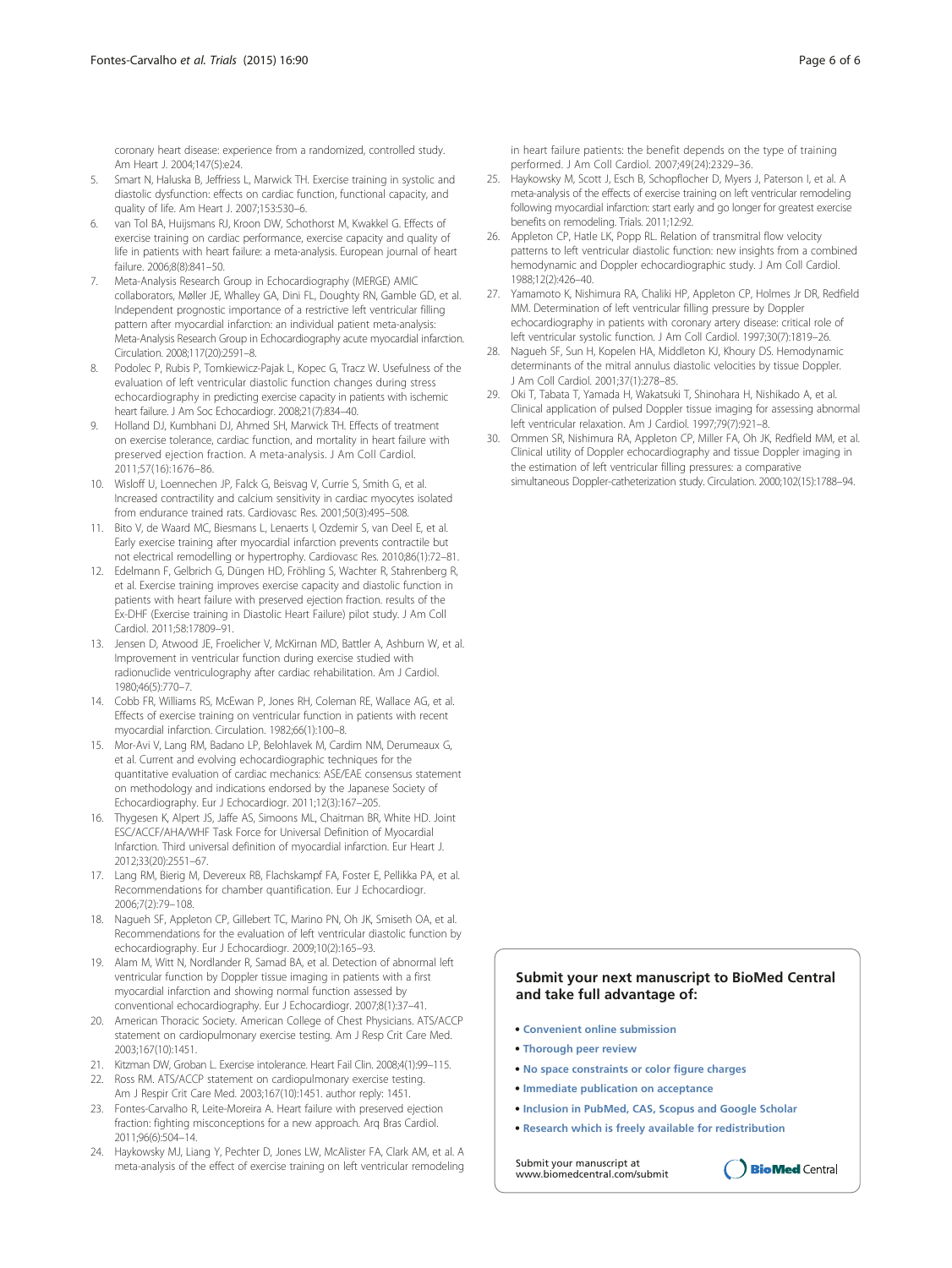coronary heart disease: experience from a randomized, controlled study. Am Heart J. 2004;147(5):e24.

5. Smart N, Haluska B, Jeffriess L, Marwick TH. Exercise training in systolic and diastolic dysfunction: effects on cardiac function, functional capacity, and quality of life. Am Heart J. 2007;153:530–6.
6. van Tol BA, Huijsmans RJ, Kroon DW, Schothorst M, Kwakkel G. Effects of exercise training on cardiac performance, exercise capacity and quality of life in patients with heart failure: a meta-analysis. European journal of heart failure. 2006;8(8):841–50.
7. Meta-Analysis Research Group in Echocardiography (MERGE) AMIC collaborators, Møller JE, Whalley GA, Dini FL, Doughty RN, Gamble GD, et al. Independent prognostic importance of a restrictive left ventricular filling pattern after myocardial infarction: an individual patient meta-analysis: Meta-Analysis Research Group in Echocardiography acute myocardial infarction. Circulation. 2008;117(20):2591–8.
8. Podolec P, Rubis P, Tomkiewicz-Pajak L, Kopec G, Tracz W. Usefulness of the evaluation of left ventricular diastolic function changes during stress echocardiography in predicting exercise capacity in patients with ischemic heart failure. J Am Soc Echocardiogr. 2008;21(7):834–40.
9. Holland DJ, Kumbhani DJ, Ahmed SH, Marwick TH. Effects of treatment on exercise tolerance, cardiac function, and mortality in heart failure with preserved ejection fraction. A meta-analysis. J Am Coll Cardiol. 2011;57(16):1676–86.
10. Wisloff U, Loennechen JP, Falck G, Beisvag V, Currie S, Smith G, et al. Increased contractility and calcium sensitivity in cardiac myocytes isolated from endurance trained rats. Cardiovasc Res. 2001;50(3):495–508.
11. Bito V, de Waard MC, Biesmans L, Lenaerts I, Ozdemir S, van Deel E, et al. Early exercise training after myocardial infarction prevents contractile but not electrical remodelling or hypertrophy. Cardiovasc Res. 2010;86(1):72–81.
12. Edelmann F, Gelbrich G, Düngen HD, Fröhling S, Wachter R, Stahrenberg R, et al. Exercise training improves exercise capacity and diastolic function in patients with heart failure with preserved ejection fraction. results of the Ex-DHF (Exercise training in Diastolic Heart Failure) pilot study. J Am Coll Cardiol. 2011;58:17809–91.
13. Jensen D, Atwood JE, Froelicher V, McKirnan MD, Battler A, Ashburn W, et al. Improvement in ventricular function during exercise studied with radionuclide ventriculography after cardiac rehabilitation. Am J Cardiol. 1980;46(5):770–7.
14. Cobb FR, Williams RS, McEwan P, Jones RH, Coleman RE, Wallace AG, et al. Effects of exercise training on ventricular function in patients with recent myocardial infarction. Circulation. 1982;66(1):100–8.
15. Mor-Avi V, Lang RM, Badano LP, Belohlavek M, Cardim NM, Derumeaux G, et al. Current and evolving echocardiographic techniques for the quantitative evaluation of cardiac mechanics: ASE/EAE consensus statement on methodology and indications endorsed by the Japanese Society of Echocardiography. Eur J Echocardiogr. 2011;12(3):167–205.
16. Thygesen K, Alpert JS, Jaffe AS, Simoons ML, Chaitman BR, White HD. Joint ESC/ACCF/AHA/WHF Task Force for Universal Definition of Myocardial Infarction. Third universal definition of myocardial infarction. Eur Heart J. 2012;33(20):2551–67.
17. Lang RM, Bierig M, Devereux RB, Flachskampf FA, Foster E, Pellikka PA, et al. Recommendations for chamber quantification. Eur J Echocardiogr. 2006;7(2):79–108.
18. Nagueh SF, Appleton CP, Gillebert TC, Marino PN, Oh JK, Smiseth OA, et al. Recommendations for the evaluation of left ventricular diastolic function by echocardiography. Eur J Echocardiogr. 2009;10(2):165–93.
19. Alam M, Witt N, Nordlander R, Samad BA, et al. Detection of abnormal left ventricular function by Doppler tissue imaging in patients with a first myocardial infarction and showing normal function assessed by conventional echocardiography. Eur J Echocardiogr. 2007;8(1):37–41.
20. American Thoracic Society. American College of Chest Physicians. ATS/ACCP statement on cardiopulmonary exercise testing. Am J Resp Crit Care Med. 2003;167(10):1451.
21. Kitzman DW, Groban L. Exercise intolerance. Heart Fail Clin. 2008;4(1):99–115.
22. Ross RM. ATS/ACCP statement on cardiopulmonary exercise testing. Am J Respir Crit Care Med. 2003;167(10):1451. author reply: 1451.
23. Fontes-Carvalho R, Leite-Moreira A. Heart failure with preserved ejection fraction: fighting misconceptions for a new approach. Arq Bras Cardiol. 2011;96(6):504–14.
24. Haykowsky MJ, Liang Y, Pechter D, Jones LW, McAlister FA, Clark AM, et al. A meta-analysis of the effect of exercise training on left ventricular remodeling in heart failure patients: the benefit depends on the type of training performed. J Am Coll Cardiol. 2007;49(24):2329–36.
25. Haykowsky M, Scott J, Esch B, Schopflocher D, Myers J, Paterson I, et al. A meta-analysis of the effects of exercise training on left ventricular remodeling following myocardial infarction: start early and go longer for greatest exercise benefits on remodeling. Trials. 2011;12:92.
26. Appleton CP, Hatle LK, Popp RL. Relation of transmitral flow velocity patterns to left ventricular diastolic function: new insights from a combined hemodynamic and Doppler echocardiographic study. J Am Coll Cardiol. 1988;12(2):426–40.
27. Yamamoto K, Nishimura RA, Chaliki HP, Appleton CP, Holmes Jr DR, Redfield MM. Determination of left ventricular filling pressure by Doppler echocardiography in patients with coronary artery disease: critical role of left ventricular systolic function. J Am Coll Cardiol. 1997;30(7):1819–26.
28. Nagueh SF, Sun H, Kopelen HA, Middleton KJ, Khoury DS. Hemodynamic determinants of the mitral annulus diastolic velocities by tissue Doppler. J Am Coll Cardiol. 2001;37(1):278–85.
29. Oki T, Tabata T, Yamada H, Wakatsuki T, Shinohara H, Nishikado A, et al. Clinical application of pulsed Doppler tissue imaging for assessing abnormal left ventricular relaxation. Am J Cardiol. 1997;79(7):921–8.
30. Ommen SR, Nishimura RA, Appleton CP, Miller FA, Oh JK, Redfield MM, et al. Clinical utility of Doppler echocardiography and tissue Doppler imaging in the estimation of left ventricular filling pressures: a comparative simultaneous Doppler-catheterization study. Circulation. 2000;102(15):1788–94.

**Submit your next manuscript to BioMed Central and take full advantage of:**

- Convenient online submission
- Thorough peer review
- No space constraints or color figure charges
- Immediate publication on acceptance
- Inclusion in PubMed, CAS, Scopus and Google Scholar
- Research which is freely available for redistribution

Submit your manuscript at www.biomedcentral.com/submit

BioMed Central